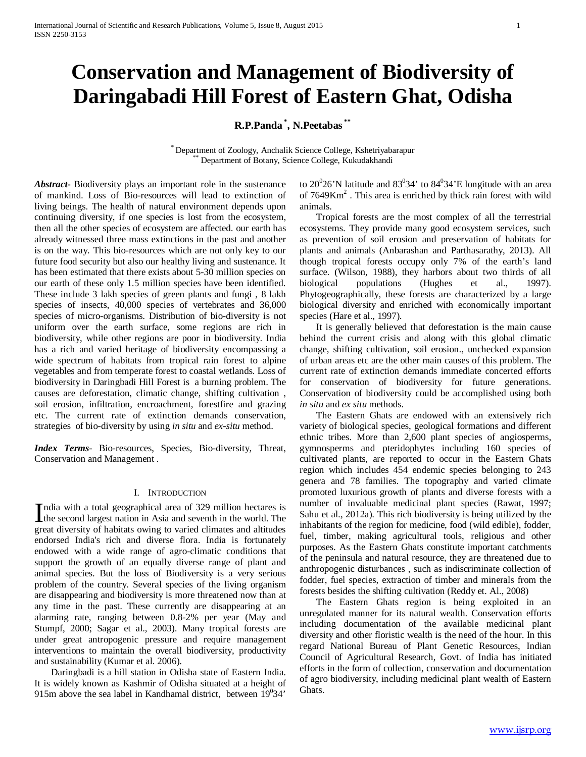# Conservation and Management of Biodiversity of Daringabadi Hill Forest of Eastern Ghat, Odisha

**R.P.Panda [*], N.Peetabas [**]**

[*] Department of Zoology, Anchalik Science College, Kshetriyabarapur
[**] Department of Botany, Science College, Kukudakhandi

***Abstract-*** Biodiversity plays an important role in the sustenance of mankind. Loss of Bio-resources will lead to extinction of living beings. The health of natural environment depends upon continuing diversity, if one species is lost from the ecosystem, then all the other species of ecosystem are affected. our earth has already witnessed three mass extinctions in the past and another is on the way. This bio-resources which are not only key to our future food security but also our healthy living and sustenance. It has been estimated that there exists about 5-30 million species on our earth of these only 1.5 million species have been identified. These include 3 lakh species of green plants and fungi , 8 lakh species of insects, 40,000 species of vertebrates and 36,000 species of micro-organisms. Distribution of bio-diversity is not uniform over the earth surface, some regions are rich in biodiversity, while other regions are poor in biodiversity. India has a rich and varied heritage of biodiversity encompassing a wide spectrum of habitats from tropical rain forest to alpine vegetables and from temperate forest to coastal wetlands. Loss of biodiversity in Daringbadi Hill Forest is a burning problem. The causes are deforestation, climatic change, shifting cultivation , soil erosion, infiltration, encroachment, forestfire and grazing etc. The current rate of extinction demands conservation, strategies of bio-diversity by using *in situ* and *ex-situ* method.

***Index Terms-*** Bio-resources, Species, Bio-diversity, Threat, Conservation and Management .

## I. Introduction

India with a total geographical area of 329 million hectares is the second largest nation in Asia and seventh in the world. The great diversity of habitats owing to varied climates and altitudes endorsed India's rich and diverse flora. India is fortunately endowed with a wide range of agro-climatic conditions that support the growth of an equally diverse range of plant and animal species. But the loss of Biodiversity is a very serious problem of the country. Several species of the living organism are disappearing and biodiversity is more threatened now than at any time in the past. These currently are disappearing at an alarming rate, ranging between 0.8-2% per year (May and Stumpf, 2000; Sagar et al., 2003). Many tropical forests are under great antropogenic pressure and require management interventions to maintain the overall biodiversity, productivity and sustainability (Kumar et al. 2006).

Daringbadi is a hill station in Odisha state of Eastern India. It is widely known as Kashmir of Odisha situated at a height of 915m above the sea label in Kandhamal district, between $19^{0}34'$ to $20^{0}26'$N latitude and $83^{0}34'$ to $84^{0}34'$E longitude with an area of $7649Km^{2}$ . This area is enriched by thick rain forest with wild animals.

Tropical forests are the most complex of all the terrestrial ecosystems. They provide many good ecosystem services, such as prevention of soil erosion and preservation of habitats for plants and animals (Anbarashan and Parthasarathy, 2013). All though tropical forests occupy only 7% of the earth's land surface. (Wilson, 1988), they harbors about two thirds of all biological populations (Hughes et al., 1997). Phytogeographically, these forests are characterized by a large biological diversity and enriched with economically important species (Hare et al., 1997).

It is generally believed that deforestation is the main cause behind the current crisis and along with this global climatic change, shifting cultivation, soil erosion., unchecked expansion of urban areas etc are the other main causes of this problem. The current rate of extinction demands immediate concerted efforts for conservation of biodiversity for future generations. Conservation of biodiversity could be accomplished using both *in situ* and *ex situ* methods.

The Eastern Ghats are endowed with an extensively rich variety of biological species, geological formations and different ethnic tribes. More than 2,600 plant species of angiosperms, gymnosperms and pteridophytes including 160 species of cultivated plants, are reported to occur in the Eastern Ghats region which includes 454 endemic species belonging to 243 genera and 78 families. The topography and varied climate promoted luxurious growth of plants and diverse forests with a number of invaluable medicinal plant species (Rawat, 1997; Sahu et al., 2012a). This rich biodiversity is being utilized by the inhabitants of the region for medicine, food (wild edible), fodder, fuel, timber, making agricultural tools, religious and other purposes. As the Eastern Ghats constitute important catchments of the peninsula and natural resource, they are threatened due to anthropogenic disturbances , such as indiscriminate collection of fodder, fuel species, extraction of timber and minerals from the forests besides the shifting cultivation (Reddy et. Al., 2008)

The Eastern Ghats region is being exploited in an unregulated manner for its natural wealth. Conservation efforts including documentation of the available medicinal plant diversity and other floristic wealth is the need of the hour. In this regard National Bureau of Plant Genetic Resources, Indian Council of Agricultural Research, Govt. of India has initiated efforts in the form of collection, conservation and documentation of agro biodiversity, including medicinal plant wealth of Eastern Ghats.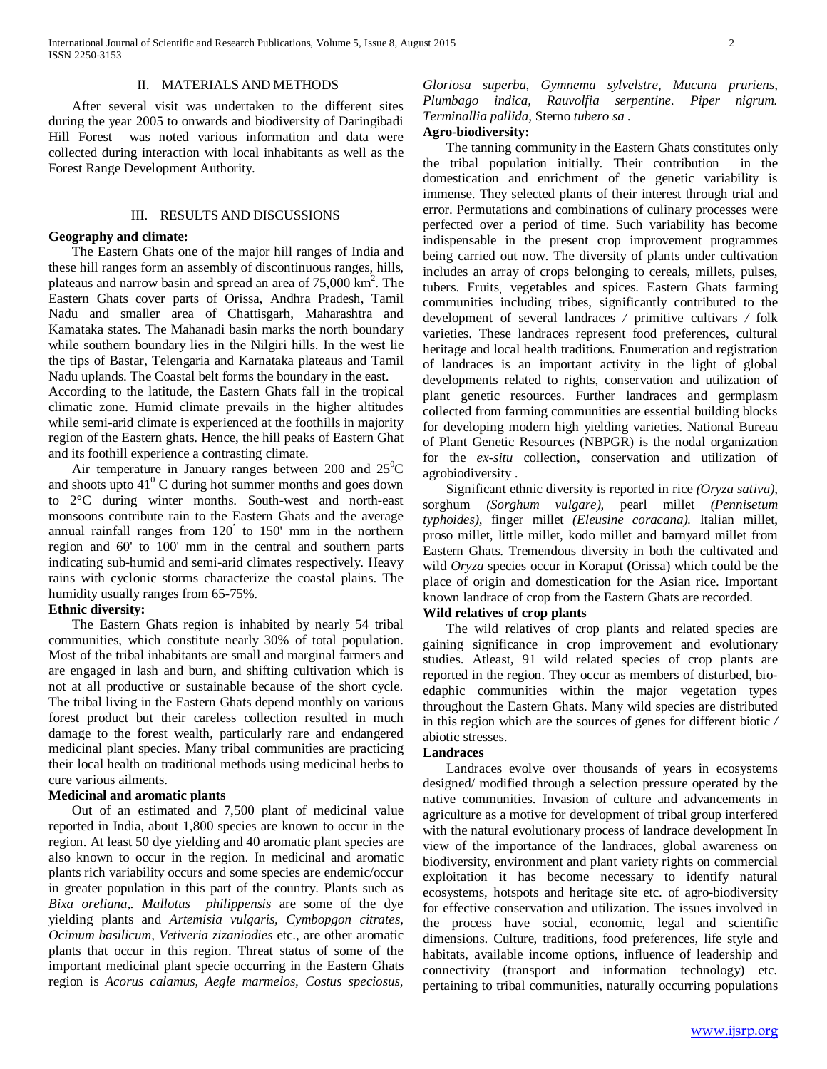## II. MATERIALS AND METHODS

After several visit was undertaken to the different sites during the year 2005 to onwards and biodiversity of Daringibadi Hill Forest was noted various information and data were collected during interaction with local inhabitants as well as the Forest Range Development Authority.

## III. RESULTS AND DISCUSSIONS

**Geography and climate:**

The Eastern Ghats one of the major hill ranges of India and these hill ranges form an assembly of discontinuous ranges, hills, plateaus and narrow basin and spread an area of 75,000 km$^2$. The Eastern Ghats cover parts of Orissa, Andhra Pradesh, Tamil Nadu and smaller area of Chattisgarh, Maharashtra and Kamataka states. The Mahanadi basin marks the north boundary while southern boundary lies in the Nilgiri hills. In the west lie the tips of Bastar, Telengaria and Karnataka plateaus and Tamil Nadu uplands. The Coastal belt forms the boundary in the east.
According to the latitude, the Eastern Ghats fall in the tropical climatic zone. Humid climate prevails in the higher altitudes while semi-arid climate is experienced at the foothills in majority region of the Eastern ghats. Hence, the hill peaks of Eastern Ghat and its foothill experience a contrasting climate.

Air temperature in January ranges between 200 and 25$^0$C and shoots upto 41$^0$ C during hot summer months and goes down to 2°C during winter months. South-west and north-east monsoons contribute rain to the Eastern Ghats and the average annual rainfall ranges from 120' to 150' mm in the northern region and 60' to 100' mm in the central and southern parts indicating sub-humid and semi-arid climates respectively. Heavy rains with cyclonic storms characterize the coastal plains. The humidity usually ranges from 65-75%.

**Ethnic diversity:**

The Eastern Ghats region is inhabited by nearly 54 tribal communities, which constitute nearly 30% of total population. Most of the tribal inhabitants are small and marginal farmers and are engaged in lash and burn, and shifting cultivation which is not at all productive or sustainable because of the short cycle. The tribal living in the Eastern Ghats depend monthly on various forest product but their careless collection resulted in much damage to the forest wealth, particularly rare and endangered medicinal plant species. Many tribal communities are practicing their local health on traditional methods using medicinal herbs to cure various ailments.

**Medicinal and aromatic plants**

Out of an estimated and 7,500 plant of medicinal value reported in India, about 1,800 species are known to occur in the region. At least 50 dye yielding and 40 aromatic plant species are also known to occur in the region. In medicinal and aromatic plants rich variability occurs and some species are endemic/occur in greater population in this part of the country. Plants such as *Bixa oreliana*,. *Mallotus philippensis* are some of the dye yielding plants and *Artemisia vulgaris, Cymbopgon citrates, Ocimum basilicum, Vetiveria zizaniodies* etc., are other aromatic plants that occur in this region. Threat status of some of the important medicinal plant specie occurring in the Eastern Ghats region is *Acorus calamus, Aegle marmelos, Costus speciosus, Gloriosa superba, Gymnema sylvelstre, Mucuna pruriens, Plumbago indica, Rauvolfia serpentine. Piper nigrum. Terminallia pallida,* Sterno *tubero sa* .

**Agro-biodiversity:**

The tanning community in the Eastern Ghats constitutes only the tribal population initially. Their contribution in the domestication and enrichment of the genetic variability is immense. They selected plants of their interest through trial and error. Permutations and combinations of culinary processes were perfected over a period of time. Such variability has become indispensable in the present crop improvement programmes being carried out now. The diversity of plants under cultivation includes an array of crops belonging to cereals, millets, pulses, tubers. Fruits, vegetables and spices. Eastern Ghats farming communities including tribes, significantly contributed to the development of several landraces / primitive cultivars / folk varieties. These landraces represent food preferences, cultural heritage and local health traditions. Enumeration and registration of landraces is an important activity in the light of global developments related to rights, conservation and utilization of plant genetic resources. Further landraces and germplasm collected from farming communities are essential building blocks for developing modern high yielding varieties. National Bureau of Plant Genetic Resources (NBPGR) is the nodal organization for the *ex-situ* collection, conservation and utilization of agrobiodiversity .

Significant ethnic diversity is reported in rice *(Oryza sativa)*, sorghum *(Sorghum vulgare)*, pearl millet *(Pennisetum typhoides)*, finger millet *(Eleusine coracana).* Italian millet, proso millet, little millet, kodo millet and barnyard millet from Eastern Ghats. Tremendous diversity in both the cultivated and wild *Oryza* species occur in Koraput (Orissa) which could be the place of origin and domestication for the Asian rice. Important known landrace of crop from the Eastern Ghats are recorded.

**Wild relatives of crop plants**

The wild relatives of crop plants and related species are gaining significance in crop improvement and evolutionary studies. Atleast, 91 wild related species of crop plants are reported in the region. They occur as members of disturbed, bio-edaphic communities within the major vegetation types throughout the Eastern Ghats. Many wild species are distributed in this region which are the sources of genes for different biotic / abiotic stresses.

**Landraces**

Landraces evolve over thousands of years in ecosystems designed/ modified through a selection pressure operated by the native communities. Invasion of culture and advancements in agriculture as a motive for development of tribal group interfered with the natural evolutionary process of landrace development In view of the importance of the landraces, global awareness on biodiversity, environment and plant variety rights on commercial exploitation it has become necessary to identify natural ecosystems, hotspots and heritage site etc. of agro-biodiversity for effective conservation and utilization. The issues involved in the process have social, economic, legal and scientific dimensions. Culture, traditions, food preferences, life style and habitats, available income options, influence of leadership and connectivity (transport and information technology) etc. pertaining to tribal communities, naturally occurring populations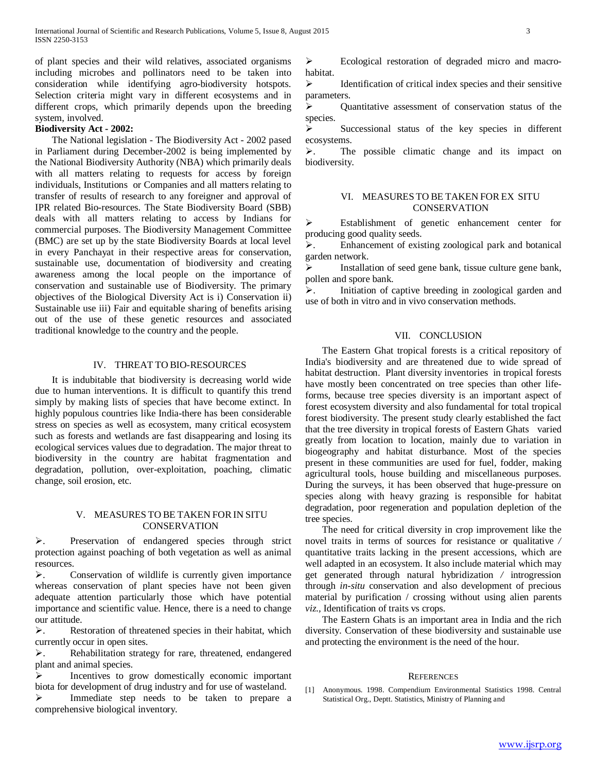of plant species and their wild relatives, associated organisms including microbes and pollinators need to be taken into consideration while identifying agro-biodiversity hotspots. Selection criteria might vary in different ecosystems and in different crops, which primarily depends upon the breeding system, involved.

**Biodiversity Act - 2002:**

The National legislation - The Biodiversity Act - 2002 pased in Parliament during December-2002 is being implemented by the National Biodiversity Authority (NBA) which primarily deals with all matters relating to requests for access by foreign individuals, Institutions or Companies and all matters relating to transfer of results of research to any foreigner and approval of IPR related Bio-resources. The State Biodiversity Board (SBB) deals with all matters relating to access by Indians for commercial purposes. The Biodiversity Management Committee (BMC) are set up by the state Biodiversity Boards at local level in every Panchayat in their respective areas for conservation, sustainable use, documentation of biodiversity and creating awareness among the local people on the importance of conservation and sustainable use of Biodiversity. The primary objectives of the Biological Diversity Act is i) Conservation ii) Sustainable use iii) Fair and equitable sharing of benefits arising out of the use of these genetic resources and associated traditional knowledge to the country and the people.

## IV. Threat to Bio-Resources

It is indubitable that biodiversity is decreasing world wide due to human interventions. It is difficult to quantify this trend simply by making lists of species that have become extinct. In highly populous countries like India-there has been considerable stress on species as well as ecosystem, many critical ecosystem such as forests and wetlands are fast disappearing and losing its ecological services values due to degradation. The major threat to biodiversity in the country are habitat fragmentation and degradation, pollution, over-exploitation, poaching, climatic change, soil erosion, etc.

## V. Measures to be Taken for In Situ Conservation

- Preservation of endangered species through strict protection against poaching of both vegetation as well as animal resources.
- Conservation of wildlife is currently given importance whereas conservation of plant species have not been given adequate attention particularly those which have potential importance and scientific value. Hence, there is a need to change our attitude.
- Restoration of threatened species in their habitat, which currently occur in open sites.
- Rehabilitation strategy for rare, threatened, endangered plant and animal species.
- Incentives to grow domestically economic important biota for development of drug industry and for use of wasteland.
- Immediate step needs to be taken to prepare a comprehensive biological inventory.
- Ecological restoration of degraded micro and macro-habitat.
- Identification of critical index species and their sensitive parameters.
- Quantitative assessment of conservation status of the species.
- Successional status of the key species in different ecosystems.
- The possible climatic change and its impact on biodiversity.

## VI. Measures to be Taken for Ex Situ Conservation

- Establishment of genetic enhancement center for producing good quality seeds.
- Enhancement of existing zoological park and botanical garden network.
- Installation of seed gene bank, tissue culture gene bank, pollen and spore bank.
- Initiation of captive breeding in zoological garden and use of both in vitro and in vivo conservation methods.

## VII. Conclusion

The Eastern Ghat tropical forests is a critical repository of India's biodiversity and are threatened due to wide spread of habitat destruction. Plant diversity inventories in tropical forests have mostly been concentrated on tree species than other life-forms, because tree species diversity is an important aspect of forest ecosystem diversity and also fundamental for total tropical forest biodiversity. The present study clearly established the fact that the tree diversity in tropical forests of Eastern Ghats varied greatly from location to location, mainly due to variation in biogeography and habitat disturbance. Most of the species present in these communities are used for fuel, fodder, making agricultural tools, house building and miscellaneous purposes. During the surveys, it has been observed that huge-pressure on species along with heavy grazing is responsible for habitat degradation, poor regeneration and population depletion of the tree species.

The need for critical diversity in crop improvement like the novel traits in terms of sources for resistance or qualitative / quantitative traits lacking in the present accessions, which are well adapted in an ecosystem. It also include material which may get generated through natural hybridization / introgression through *in-situ* conservation and also development of precious material by purification / crossing without using alien parents *viz.,* Identification of traits vs crops.

The Eastern Ghats is an important area in India and the rich diversity. Conservation of these biodiversity and sustainable use and protecting the environment is the need of the hour.

## References

[1] Anonymous. 1998. Compendium Environmental Statistics 1998. Central Statistical Org., Deptt. Statistics, Ministry of Planning and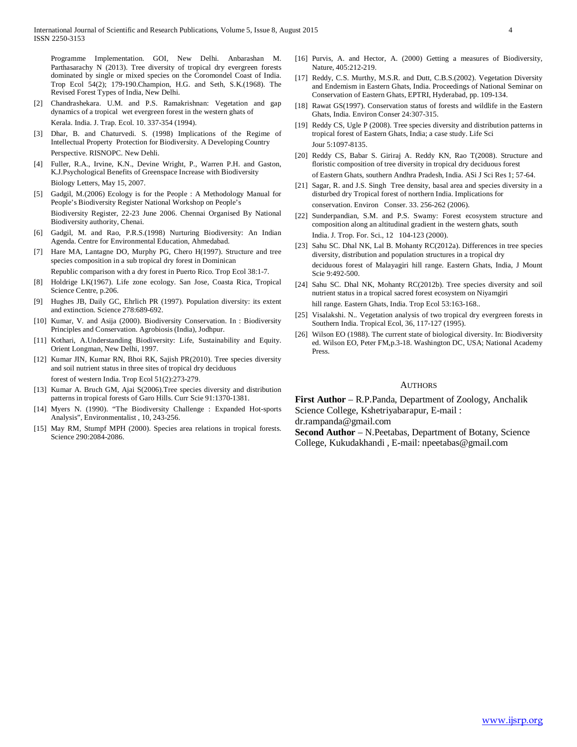Programme Implementation. GOI, New Delhi. Anbarashan M. Parthasarachy N (2013). Tree diversity of tropical dry evergreen forests dominated by single or mixed species on the Coromondel Coast of India. Trop Ecol 54(2); 179-190.Champion, H.G. and Seth, S.K.(1968). The Revised Forest Types of India, New Delhi.

[2] Chandrashekara. U.M. and P.S. Ramakrishnan: Vegetation and gap dynamics of a tropical wet evergreen forest in the western ghats of Kerala. India. J. Trap. Ecol. 10. 337-354 (1994).

[3] Dhar, B. and Chaturvedi. S. (1998) Implications of the Regime of Intellectual Property Protection for Biodiversity. A Developing Country Perspective. RISNOPC. New Dehli.

[4] Fuller, R.A., Irvine, K.N., Devine Wright, P., Warren P.H. and Gaston, K.J.Psychological Benefits of Greenspace Increase with Biodiversity Biology Letters, May 15, 2007.

[5] Gadgil, M.(2006) Ecology is for the People : A Methodology Manual for People's Biodiversity Register National Workshop on People's Biodiversity Register, 22-23 June 2006. Chennai Organised By National Biodiversity authority, Chenai.

[6] Gadgil, M. and Rao, P.R.S.(1998) Nurturing Biodiversity: An Indian Agenda. Centre for Environmental Education, Ahmedabad.

[7] Hare MA, Lantagne DO, Murphy PG, Chero H(1997). Structure and tree species composition in a sub tropical dry forest in Dominican Republic comparison with a dry forest in Puerto Rico. Trop Ecol 38:1-7.

[8] Holdrige LK(1967). Life zone ecology. San Jose, Coasta Rica, Tropical Science Centre, p.206.

[9] Hughes JB, Daily GC, Ehrlich PR (1997). Population diversity: its extent and extinction. Science 278:689-692.

[10] Kumar, V. and Asija (2000). Biodiversity Conservation. In : Biodiversity Principles and Conservation. Agrobiosis (India), Jodhpur.

[11] Kothari, A.Understanding Biodiversity: Life, Sustainability and Equity. Orient Longman, New Delhi, 1997.

[12] Kumar JIN, Kumar RN, Bhoi RK, Sajish PR(2010). Tree species diversity and soil nutrient status in three sites of tropical dry deciduous forest of western India. Trop Ecol 51(2):273-279.

[13] Kumar A. Bruch GM, Ajai S(2006).Tree species diversity and distribution patterns in tropical forests of Garo Hills. Curr Scie 91:1370-1381.

[14] Myers N. (1990). "The Biodiversity Challenge : Expanded Hot-sports Analysis", Environmentalist , 10, 243-256.

[15] May RM, Stumpf MPH (2000). Species area relations in tropical forests. Science 290:2084-2086.

[16] Purvis, A. and Hector, A. (2000) Getting a measures of Biodiversity, Nature, 405:212-219.

[17] Reddy, C.S. Murthy, M.S.R. and Dutt, C.B.S.(2002). Vegetation Diversity and Endemism in Eastern Ghats, India. Proceedings of National Seminar on Conservation of Eastern Ghats, EPTRI, Hyderabad, pp. 109-134.

[18] Rawat GS(1997). Conservation status of forests and wildlife in the Eastern Ghats, India. Environ Conser 24:307-315.

[19] Reddy CS, Ugle P (2008). Tree species diversity and distribution patterns in tropical forest of Eastern Ghats, India; a case study. Life Sci Jour 5:1097-8135.

[20] Reddy CS, Babar S. Giriraj A. Reddy KN, Rao T(2008). Structure and floristic composition of tree diversity in tropical dry deciduous forest of Eastern Ghats, southern Andhra Pradesh, India. ASi J Sci Res 1; 57-64.

[21] Sagar, R. and J.S. Singh Tree density, basal area and species diversity in a disturbed dry Tropical forest of northern India. Implications for conservation. Environ Conser. 33. 256-262 (2006).

[22] Sunderpandian, S.M. and P.S. Swamy: Forest ecosystem structure and composition along an altitudinal gradient in the western ghats, south India. J. Trop. For. Sci., 12 104-123 (2000).

[23] Sahu SC. Dhal NK, Lal B. Mohanty RC(2012a). Differences in tree species diversity, distribution and population structures in a tropical dry deciduous forest of Malayagiri hill range. Eastern Ghats, India, J Mount Scie 9:492-500.

[24] Sahu SC. Dhal NK, Mohanty RC(2012b). Tree species diversity and soil nutrient status in a tropical sacred forest ecosystem on Niyamgiri hill range. Eastern Ghats, India. Trop Ecol 53:163-168..

[25] Visalakshi. N.. Vegetation analysis of two tropical dry evergreen forests in Southern India. Tropical Ecol, 36, 117-127 (1995).

[26] Wilson EO (1988). The current state of biological diversity. In: Biodiversity ed. Wilson EO, Peter FM,p.3-18. Washington DC, USA; National Academy Press.

## Authors

**First Author** – R.P.Panda, Department of Zoology, Anchalik Science College, Kshetriyabarapur, E-mail : dr.rampanda@gmail.com

**Second Author** – N.Peetabas, Department of Botany, Science College, Kukudakhandi , E-mail: npeetabas@gmail.com